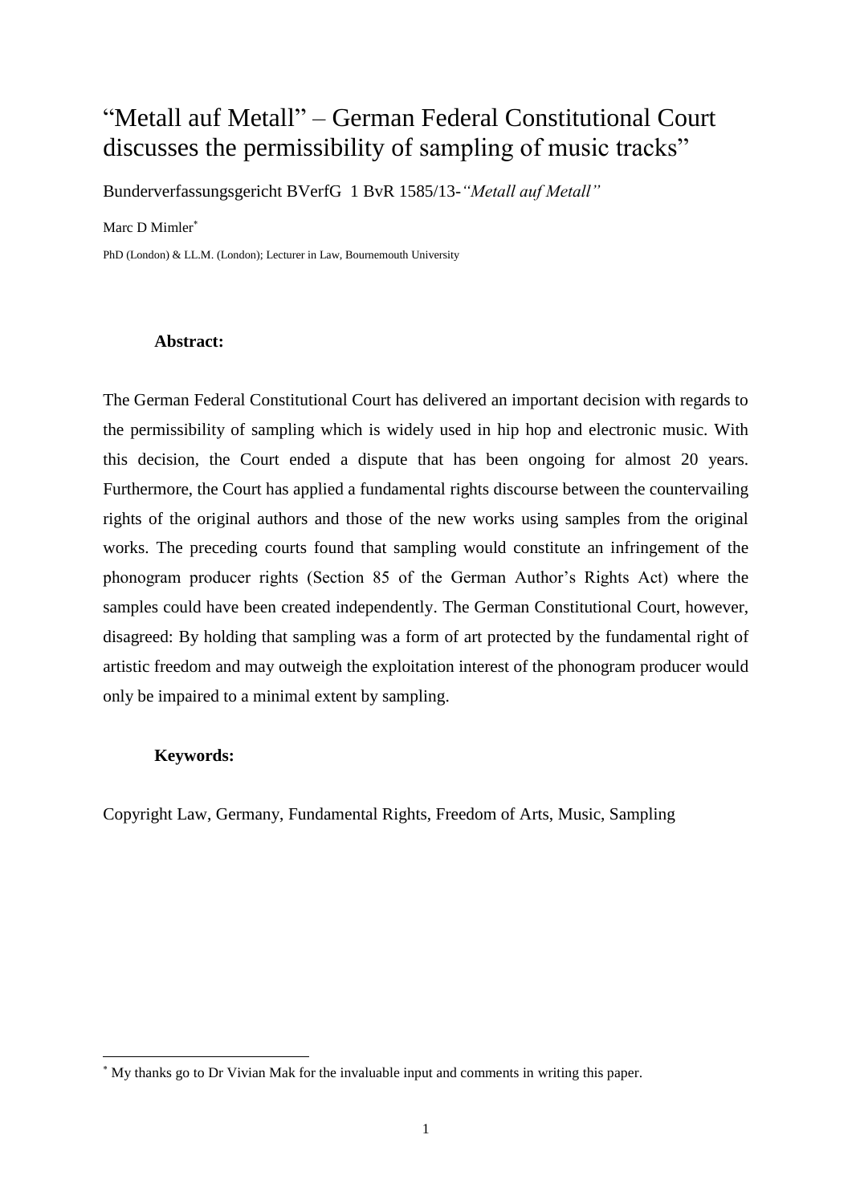# "Metall auf Metall" – German Federal Constitutional Court discusses the permissibility of sampling of music tracks"

Bunderverfassungsgericht BVerfG 1 BvR 1585/13-*"Metall auf Metall"*

Marc D Mimler[*]

PhD (London) & LL.M. (London); Lecturer in Law, Bournemouth University

**Abstract:**

The German Federal Constitutional Court has delivered an important decision with regards to the permissibility of sampling which is widely used in hip hop and electronic music. With this decision, the Court ended a dispute that has been ongoing for almost 20 years. Furthermore, the Court has applied a fundamental rights discourse between the countervailing rights of the original authors and those of the new works using samples from the original works. The preceding courts found that sampling would constitute an infringement of the phonogram producer rights (Section 85 of the German Author's Rights Act) where the samples could have been created independently. The German Constitutional Court, however, disagreed: By holding that sampling was a form of art protected by the fundamental right of artistic freedom and may outweigh the exploitation interest of the phonogram producer would only be impaired to a minimal extent by sampling.

**Keywords:**

Copyright Law, Germany, Fundamental Rights, Freedom of Arts, Music, Sampling

---

[*] My thanks go to Dr Vivian Mak for the invaluable input and comments in writing this paper.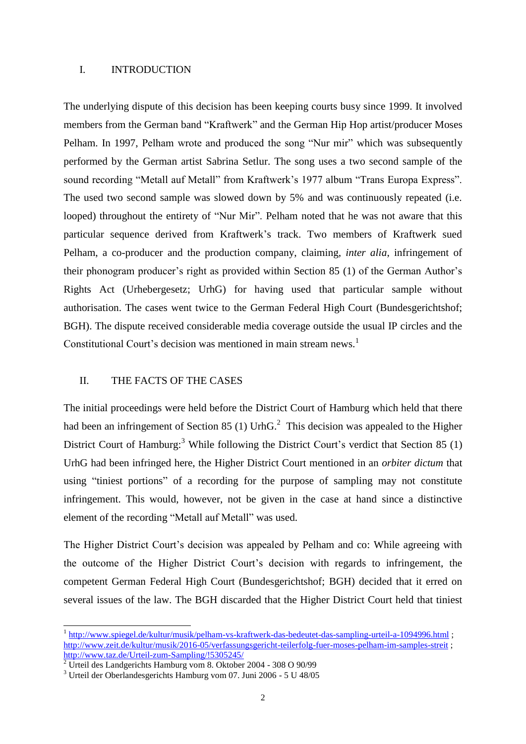## I. INTRODUCTION

The underlying dispute of this decision has been keeping courts busy since 1999. It involved members from the German band "Kraftwerk" and the German Hip Hop artist/producer Moses Pelham. In 1997, Pelham wrote and produced the song "Nur mir" which was subsequently performed by the German artist Sabrina Setlur. The song uses a two second sample of the sound recording "Metall auf Metall" from Kraftwerk's 1977 album "Trans Europa Express". The used two second sample was slowed down by 5% and was continuously repeated (i.e. looped) throughout the entirety of "Nur Mir". Pelham noted that he was not aware that this particular sequence derived from Kraftwerk's track. Two members of Kraftwerk sued Pelham, a co-producer and the production company, claiming, *inter alia*, infringement of their phonogram producer's right as provided within Section 85 (1) of the German Author's Rights Act (Urhebergesetz; UrhG) for having used that particular sample without authorisation. The cases went twice to the German Federal High Court (Bundesgerichtshof; BGH). The dispute received considerable media coverage outside the usual IP circles and the Constitutional Court's decision was mentioned in main stream news.[1]

## II. THE FACTS OF THE CASES

The initial proceedings were held before the District Court of Hamburg which held that there had been an infringement of Section 85 (1) UrhG.[2] This decision was appealed to the Higher District Court of Hamburg:[3] While following the District Court's verdict that Section 85 (1) UrhG had been infringed here, the Higher District Court mentioned in an *orbiter dictum* that using "tiniest portions" of a recording for the purpose of sampling may not constitute infringement. This would, however, not be given in the case at hand since a distinctive element of the recording "Metall auf Metall" was used.

The Higher District Court's decision was appealed by Pelham and co: While agreeing with the outcome of the Higher District Court's decision with regards to infringement, the competent German Federal High Court (Bundesgerichtshof; BGH) decided that it erred on several issues of the law. The BGH discarded that the Higher District Court held that tiniest

---

[1] http://www.spiegel.de/kultur/musik/pelham-vs-kraftwerk-das-bedeutet-das-sampling-urteil-a-1094996.html ; http://www.zeit.de/kultur/musik/2016-05/verfassungsgericht-teilerfolg-fuer-moses-pelham-im-samples-streit ; http://www.taz.de/Urteil-zum-Sampling/!5305245/

[2] Urteil des Landgerichts Hamburg vom 8. Oktober 2004 - 308 O 90/99

[3] Urteil der Oberlandesgerichts Hamburg vom 07. Juni 2006 - 5 U 48/05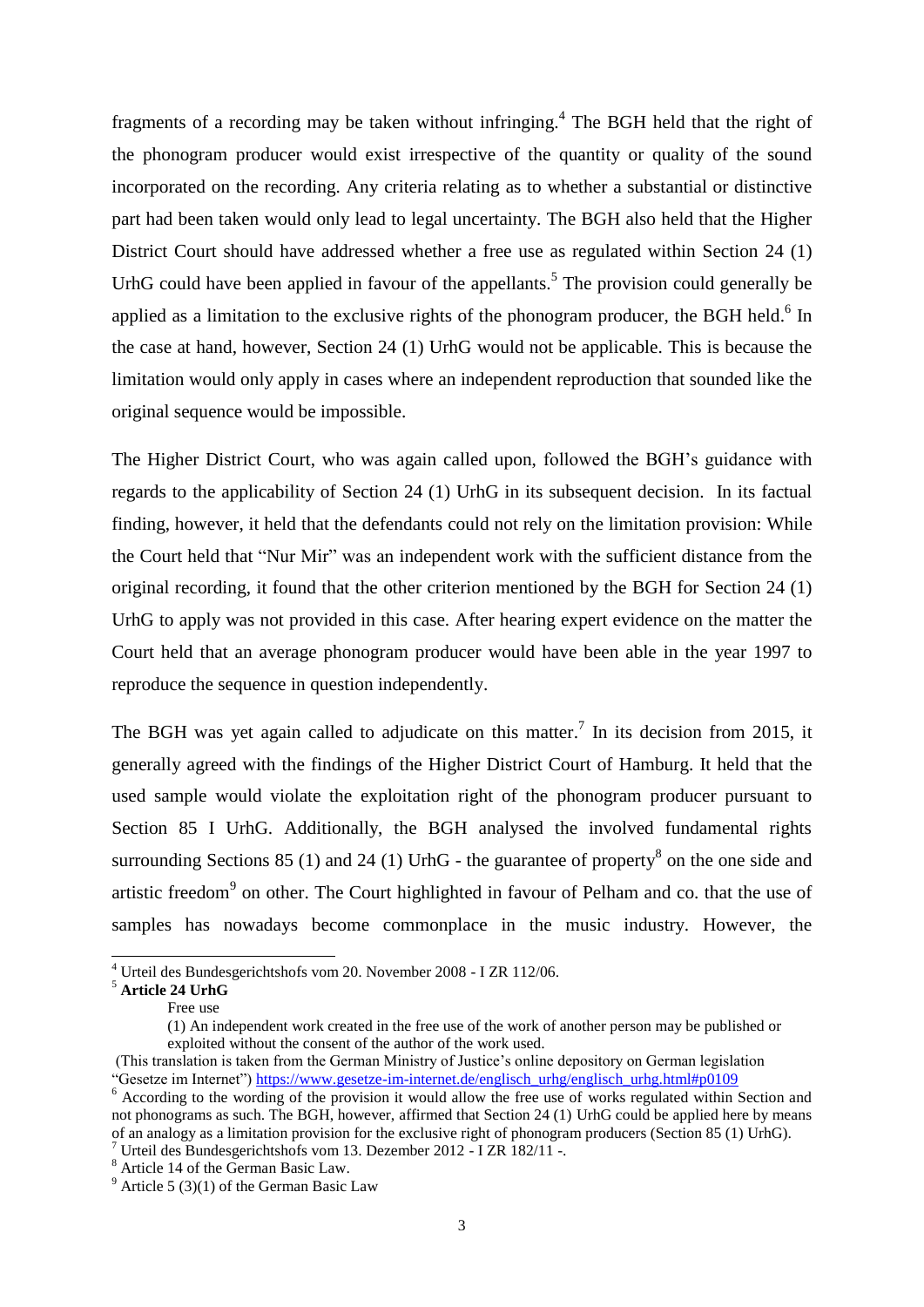fragments of a recording may be taken without infringing.[4] The BGH held that the right of the phonogram producer would exist irrespective of the quantity or quality of the sound incorporated on the recording. Any criteria relating as to whether a substantial or distinctive part had been taken would only lead to legal uncertainty. The BGH also held that the Higher District Court should have addressed whether a free use as regulated within Section 24 (1) UrhG could have been applied in favour of the appellants.[5] The provision could generally be applied as a limitation to the exclusive rights of the phonogram producer, the BGH held.[6] In the case at hand, however, Section 24 (1) UrhG would not be applicable. This is because the limitation would only apply in cases where an independent reproduction that sounded like the original sequence would be impossible.

The Higher District Court, who was again called upon, followed the BGH's guidance with regards to the applicability of Section 24 (1) UrhG in its subsequent decision. In its factual finding, however, it held that the defendants could not rely on the limitation provision: While the Court held that "Nur Mir" was an independent work with the sufficient distance from the original recording, it found that the other criterion mentioned by the BGH for Section 24 (1) UrhG to apply was not provided in this case. After hearing expert evidence on the matter the Court held that an average phonogram producer would have been able in the year 1997 to reproduce the sequence in question independently.

The BGH was yet again called to adjudicate on this matter.[7] In its decision from 2015, it generally agreed with the findings of the Higher District Court of Hamburg. It held that the used sample would violate the exploitation right of the phonogram producer pursuant to Section 85 I UrhG. Additionally, the BGH analysed the involved fundamental rights surrounding Sections 85 (1) and 24 (1) UrhG - the guarantee of property[8] on the one side and artistic freedom[9] on other. The Court highlighted in favour of Pelham and co. that the use of samples has nowadays become commonplace in the music industry. However, the

---

[4] Urteil des Bundesgerichtshofs vom 20. November 2008 - I ZR 112/06.

[5] **Article 24 UrhG**

Free use

(1) An independent work created in the free use of the work of another person may be published or exploited without the consent of the author of the work used.

(This translation is taken from the German Ministry of Justice's online depository on German legislation "Gesetze im Internet") https://www.gesetze-im-internet.de/englisch_urhg/englisch_urhg.html#p0109

[6] According to the wording of the provision it would allow the free use of works regulated within Section and not phonograms as such. The BGH, however, affirmed that Section 24 (1) UrhG could be applied here by means of an analogy as a limitation provision for the exclusive right of phonogram producers (Section 85 (1) UrhG).

[7] Urteil des Bundesgerichtshofs vom 13. Dezember 2012 - I ZR 182/11 -.

[8] Article 14 of the German Basic Law.

[9] Article 5 (3)(1) of the German Basic Law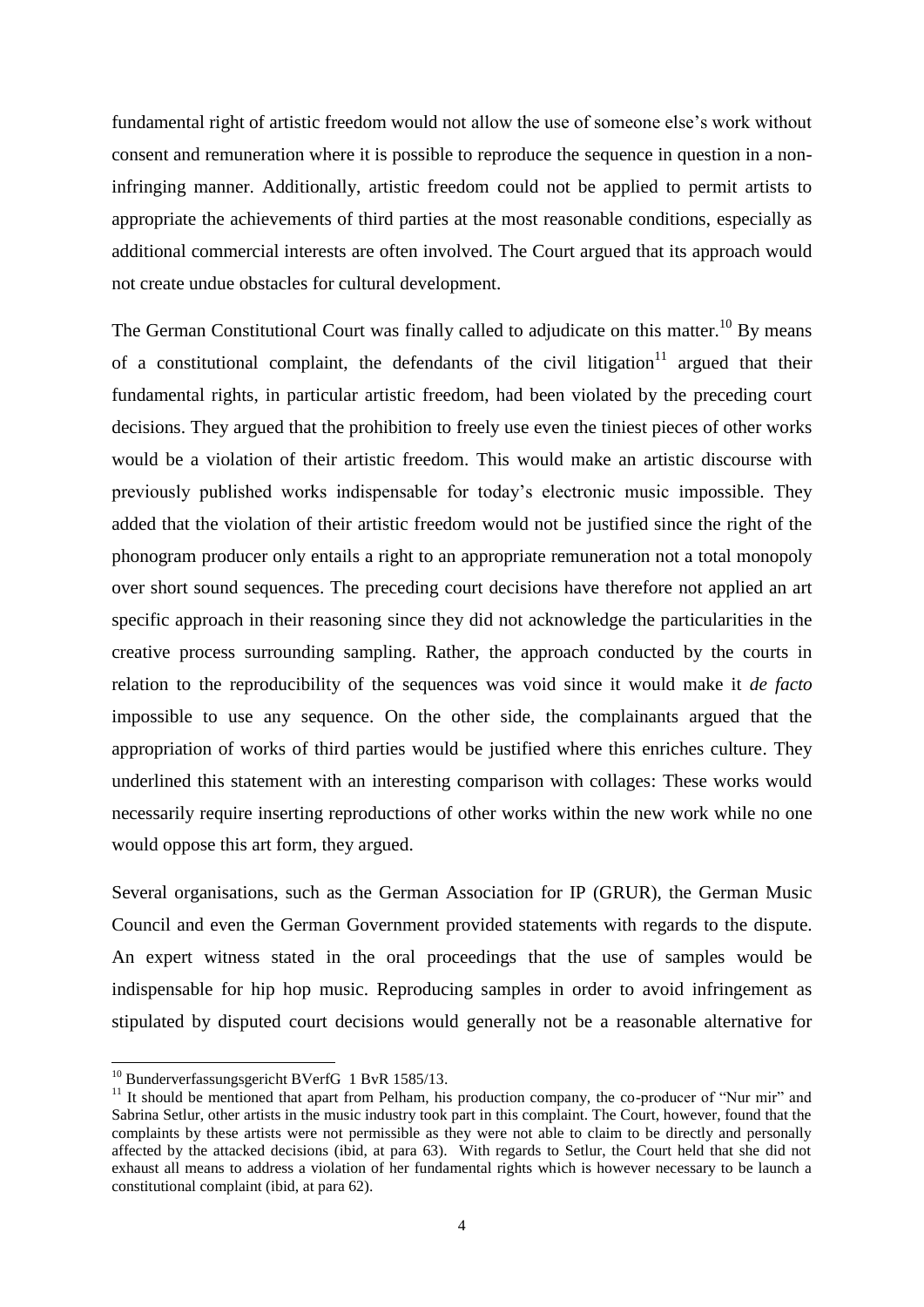fundamental right of artistic freedom would not allow the use of someone else's work without consent and remuneration where it is possible to reproduce the sequence in question in a non-infringing manner. Additionally, artistic freedom could not be applied to permit artists to appropriate the achievements of third parties at the most reasonable conditions, especially as additional commercial interests are often involved. The Court argued that its approach would not create undue obstacles for cultural development.

The German Constitutional Court was finally called to adjudicate on this matter.[10] By means of a constitutional complaint, the defendants of the civil litigation[11] argued that their fundamental rights, in particular artistic freedom, had been violated by the preceding court decisions. They argued that the prohibition to freely use even the tiniest pieces of other works would be a violation of their artistic freedom. This would make an artistic discourse with previously published works indispensable for today's electronic music impossible. They added that the violation of their artistic freedom would not be justified since the right of the phonogram producer only entails a right to an appropriate remuneration not a total monopoly over short sound sequences. The preceding court decisions have therefore not applied an art specific approach in their reasoning since they did not acknowledge the particularities in the creative process surrounding sampling. Rather, the approach conducted by the courts in relation to the reproducibility of the sequences was void since it would make it *de facto* impossible to use any sequence. On the other side, the complainants argued that the appropriation of works of third parties would be justified where this enriches culture. They underlined this statement with an interesting comparison with collages: These works would necessarily require inserting reproductions of other works within the new work while no one would oppose this art form, they argued.

Several organisations, such as the German Association for IP (GRUR), the German Music Council and even the German Government provided statements with regards to the dispute. An expert witness stated in the oral proceedings that the use of samples would be indispensable for hip hop music. Reproducing samples in order to avoid infringement as stipulated by disputed court decisions would generally not be a reasonable alternative for

---

[10] Bunderverfassungsgericht BVerfG 1 BvR 1585/13.

[11] It should be mentioned that apart from Pelham, his production company, the co-producer of "Nur mir" and Sabrina Setlur, other artists in the music industry took part in this complaint. The Court, however, found that the complaints by these artists were not permissible as they were not able to claim to be directly and personally affected by the attacked decisions (ibid, at para 63). With regards to Setlur, the Court held that she did not exhaust all means to address a violation of her fundamental rights which is however necessary to be launch a constitutional complaint (ibid, at para 62).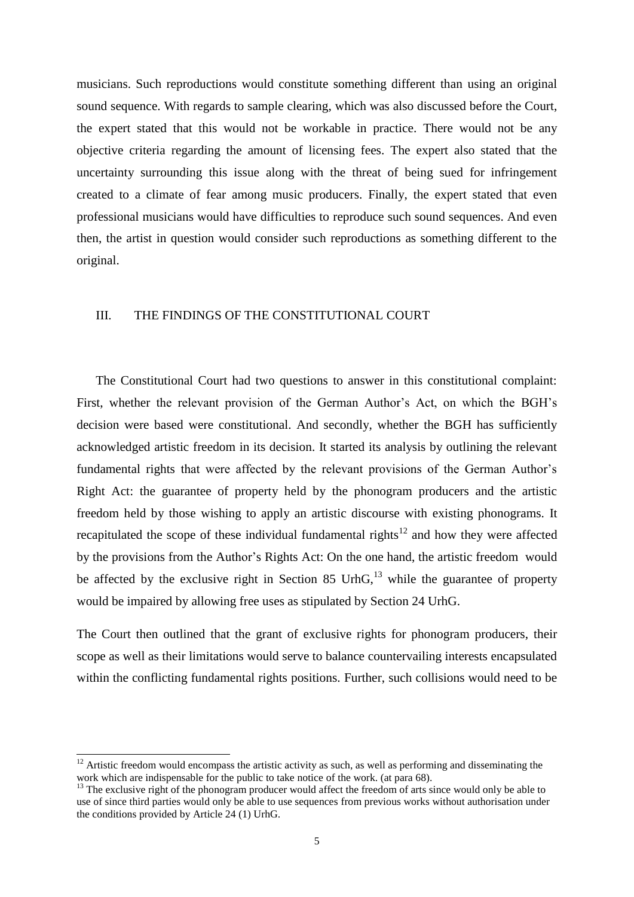musicians. Such reproductions would constitute something different than using an original sound sequence. With regards to sample clearing, which was also discussed before the Court, the expert stated that this would not be workable in practice. There would not be any objective criteria regarding the amount of licensing fees. The expert also stated that the uncertainty surrounding this issue along with the threat of being sued for infringement created to a climate of fear among music producers. Finally, the expert stated that even professional musicians would have difficulties to reproduce such sound sequences. And even then, the artist in question would consider such reproductions as something different to the original.

## III. THE FINDINGS OF THE CONSTITUTIONAL COURT

The Constitutional Court had two questions to answer in this constitutional complaint: First, whether the relevant provision of the German Author's Act, on which the BGH's decision were based were constitutional. And secondly, whether the BGH has sufficiently acknowledged artistic freedom in its decision. It started its analysis by outlining the relevant fundamental rights that were affected by the relevant provisions of the German Author's Right Act: the guarantee of property held by the phonogram producers and the artistic freedom held by those wishing to apply an artistic discourse with existing phonograms. It recapitulated the scope of these individual fundamental rights[12] and how they were affected by the provisions from the Author's Rights Act: On the one hand, the artistic freedom would be affected by the exclusive right in Section 85 UrhG,[13] while the guarantee of property would be impaired by allowing free uses as stipulated by Section 24 UrhG.

The Court then outlined that the grant of exclusive rights for phonogram producers, their scope as well as their limitations would serve to balance countervailing interests encapsulated within the conflicting fundamental rights positions. Further, such collisions would need to be

---

[12] Artistic freedom would encompass the artistic activity as such, as well as performing and disseminating the work which are indispensable for the public to take notice of the work. (at para 68).

[13] The exclusive right of the phonogram producer would affect the freedom of arts since would only be able to use of since third parties would only be able to use sequences from previous works without authorisation under the conditions provided by Article 24 (1) UrhG.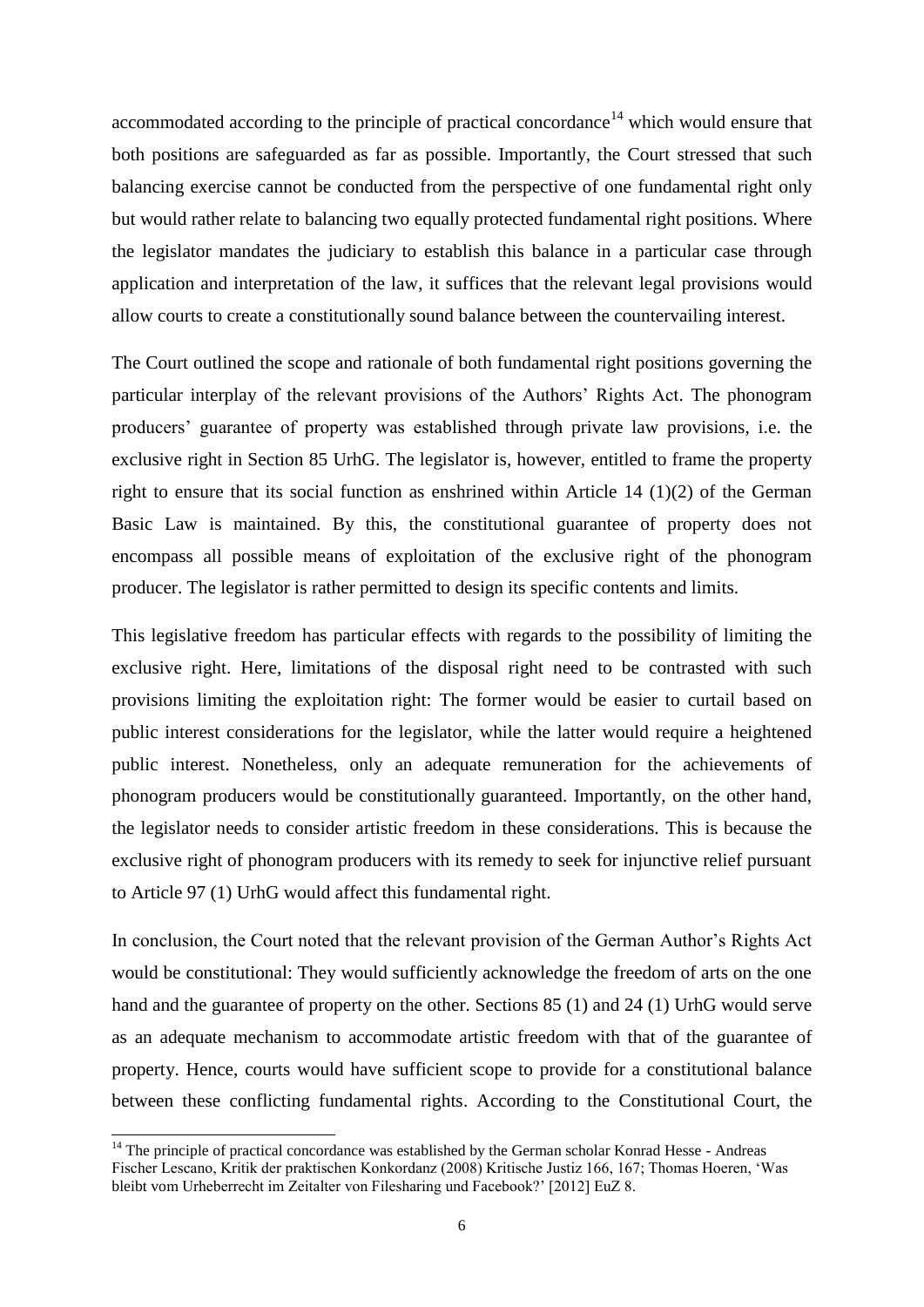accommodated according to the principle of practical concordance[14] which would ensure that both positions are safeguarded as far as possible. Importantly, the Court stressed that such balancing exercise cannot be conducted from the perspective of one fundamental right only but would rather relate to balancing two equally protected fundamental right positions. Where the legislator mandates the judiciary to establish this balance in a particular case through application and interpretation of the law, it suffices that the relevant legal provisions would allow courts to create a constitutionally sound balance between the countervailing interest.

The Court outlined the scope and rationale of both fundamental right positions governing the particular interplay of the relevant provisions of the Authors' Rights Act. The phonogram producers' guarantee of property was established through private law provisions, i.e. the exclusive right in Section 85 UrhG. The legislator is, however, entitled to frame the property right to ensure that its social function as enshrined within Article 14 (1)(2) of the German Basic Law is maintained. By this, the constitutional guarantee of property does not encompass all possible means of exploitation of the exclusive right of the phonogram producer. The legislator is rather permitted to design its specific contents and limits.

This legislative freedom has particular effects with regards to the possibility of limiting the exclusive right. Here, limitations of the disposal right need to be contrasted with such provisions limiting the exploitation right: The former would be easier to curtail based on public interest considerations for the legislator, while the latter would require a heightened public interest. Nonetheless, only an adequate remuneration for the achievements of phonogram producers would be constitutionally guaranteed. Importantly, on the other hand, the legislator needs to consider artistic freedom in these considerations. This is because the exclusive right of phonogram producers with its remedy to seek for injunctive relief pursuant to Article 97 (1) UrhG would affect this fundamental right.

In conclusion, the Court noted that the relevant provision of the German Author's Rights Act would be constitutional: They would sufficiently acknowledge the freedom of arts on the one hand and the guarantee of property on the other. Sections 85 (1) and 24 (1) UrhG would serve as an adequate mechanism to accommodate artistic freedom with that of the guarantee of property. Hence, courts would have sufficient scope to provide for a constitutional balance between these conflicting fundamental rights. According to the Constitutional Court, the

---

[14] The principle of practical concordance was established by the German scholar Konrad Hesse - Andreas Fischer Lescano, Kritik der praktischen Konkordanz (2008) Kritische Justiz 166, 167; Thomas Hoeren, 'Was bleibt vom Urheberrecht im Zeitalter von Filesharing und Facebook?' [2012] EuZ 8.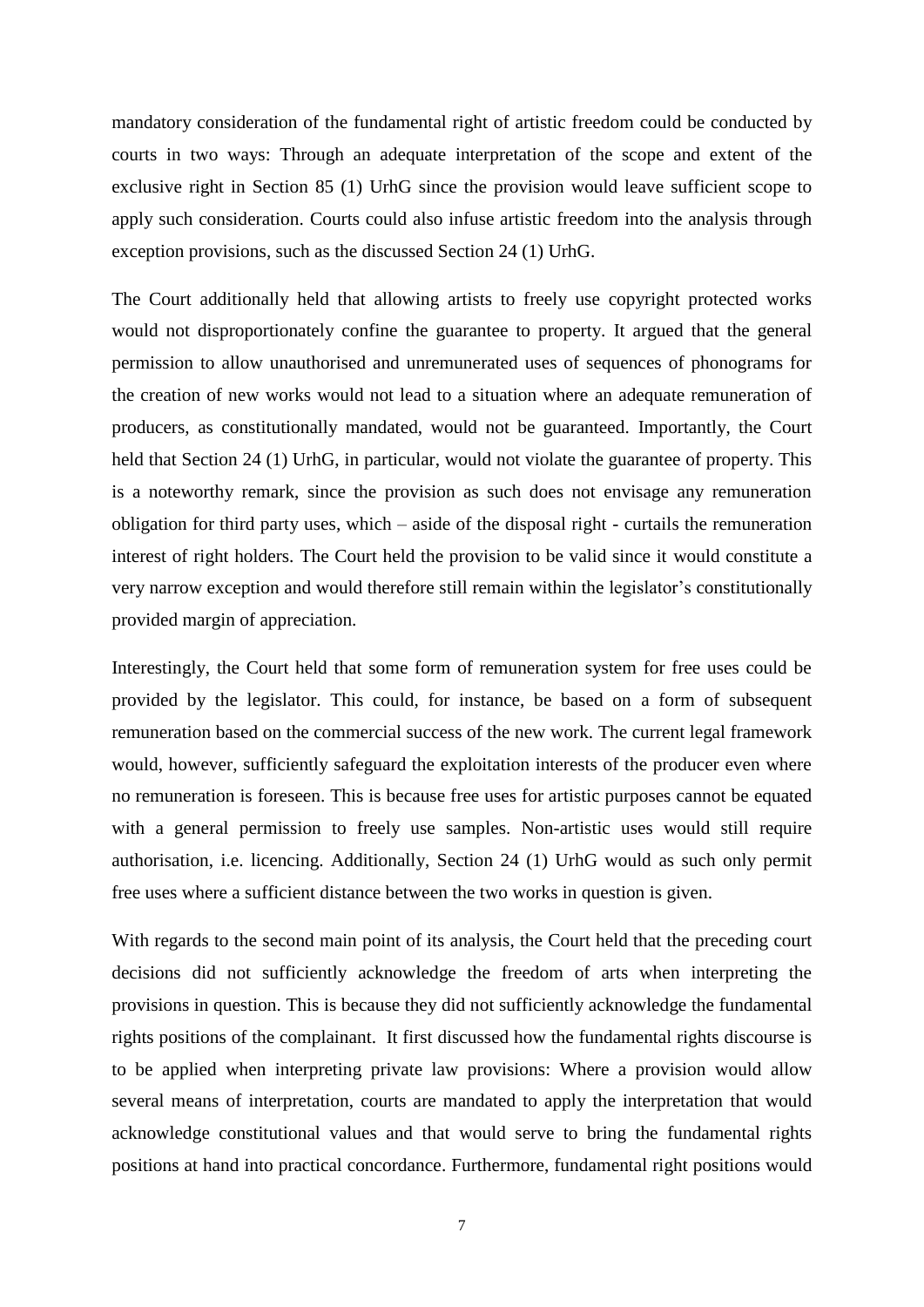mandatory consideration of the fundamental right of artistic freedom could be conducted by courts in two ways: Through an adequate interpretation of the scope and extent of the exclusive right in Section 85 (1) UrhG since the provision would leave sufficient scope to apply such consideration. Courts could also infuse artistic freedom into the analysis through exception provisions, such as the discussed Section 24 (1) UrhG.

The Court additionally held that allowing artists to freely use copyright protected works would not disproportionately confine the guarantee to property. It argued that the general permission to allow unauthorised and unremunerated uses of sequences of phonograms for the creation of new works would not lead to a situation where an adequate remuneration of producers, as constitutionally mandated, would not be guaranteed. Importantly, the Court held that Section 24 (1) UrhG, in particular, would not violate the guarantee of property. This is a noteworthy remark, since the provision as such does not envisage any remuneration obligation for third party uses, which – aside of the disposal right - curtails the remuneration interest of right holders. The Court held the provision to be valid since it would constitute a very narrow exception and would therefore still remain within the legislator's constitutionally provided margin of appreciation.

Interestingly, the Court held that some form of remuneration system for free uses could be provided by the legislator. This could, for instance, be based on a form of subsequent remuneration based on the commercial success of the new work. The current legal framework would, however, sufficiently safeguard the exploitation interests of the producer even where no remuneration is foreseen. This is because free uses for artistic purposes cannot be equated with a general permission to freely use samples. Non-artistic uses would still require authorisation, i.e. licencing. Additionally, Section 24 (1) UrhG would as such only permit free uses where a sufficient distance between the two works in question is given.

With regards to the second main point of its analysis, the Court held that the preceding court decisions did not sufficiently acknowledge the freedom of arts when interpreting the provisions in question. This is because they did not sufficiently acknowledge the fundamental rights positions of the complainant. It first discussed how the fundamental rights discourse is to be applied when interpreting private law provisions: Where a provision would allow several means of interpretation, courts are mandated to apply the interpretation that would acknowledge constitutional values and that would serve to bring the fundamental rights positions at hand into practical concordance. Furthermore, fundamental right positions would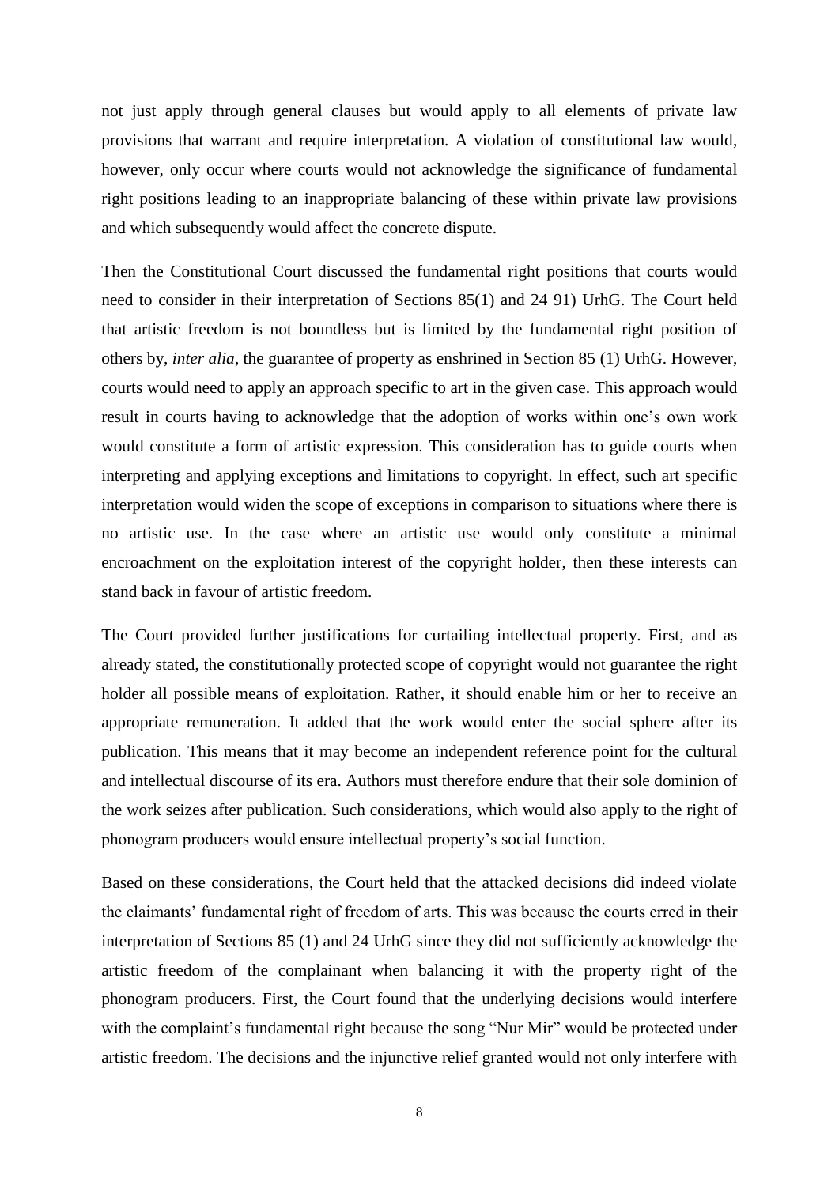not just apply through general clauses but would apply to all elements of private law provisions that warrant and require interpretation. A violation of constitutional law would, however, only occur where courts would not acknowledge the significance of fundamental right positions leading to an inappropriate balancing of these within private law provisions and which subsequently would affect the concrete dispute.

Then the Constitutional Court discussed the fundamental right positions that courts would need to consider in their interpretation of Sections 85(1) and 24 91) UrhG. The Court held that artistic freedom is not boundless but is limited by the fundamental right position of others by, *inter alia*, the guarantee of property as enshrined in Section 85 (1) UrhG. However, courts would need to apply an approach specific to art in the given case. This approach would result in courts having to acknowledge that the adoption of works within one's own work would constitute a form of artistic expression. This consideration has to guide courts when interpreting and applying exceptions and limitations to copyright. In effect, such art specific interpretation would widen the scope of exceptions in comparison to situations where there is no artistic use. In the case where an artistic use would only constitute a minimal encroachment on the exploitation interest of the copyright holder, then these interests can stand back in favour of artistic freedom.

The Court provided further justifications for curtailing intellectual property. First, and as already stated, the constitutionally protected scope of copyright would not guarantee the right holder all possible means of exploitation. Rather, it should enable him or her to receive an appropriate remuneration. It added that the work would enter the social sphere after its publication. This means that it may become an independent reference point for the cultural and intellectual discourse of its era. Authors must therefore endure that their sole dominion of the work seizes after publication. Such considerations, which would also apply to the right of phonogram producers would ensure intellectual property's social function.

Based on these considerations, the Court held that the attacked decisions did indeed violate the claimants' fundamental right of freedom of arts. This was because the courts erred in their interpretation of Sections 85 (1) and 24 UrhG since they did not sufficiently acknowledge the artistic freedom of the complainant when balancing it with the property right of the phonogram producers. First, the Court found that the underlying decisions would interfere with the complaint's fundamental right because the song "Nur Mir" would be protected under artistic freedom. The decisions and the injunctive relief granted would not only interfere with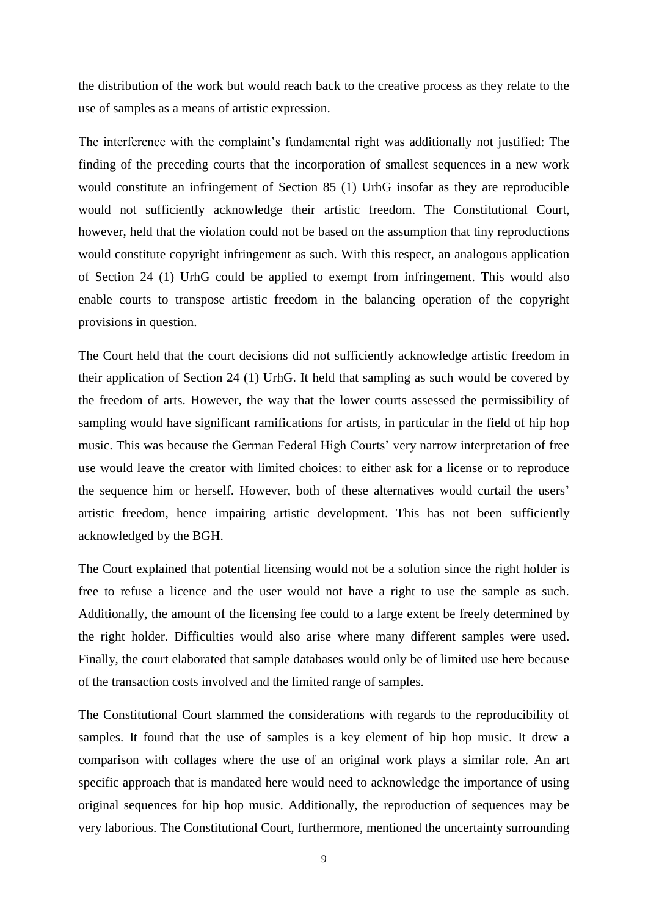the distribution of the work but would reach back to the creative process as they relate to the use of samples as a means of artistic expression.

The interference with the complaint's fundamental right was additionally not justified: The finding of the preceding courts that the incorporation of smallest sequences in a new work would constitute an infringement of Section 85 (1) UrhG insofar as they are reproducible would not sufficiently acknowledge their artistic freedom. The Constitutional Court, however, held that the violation could not be based on the assumption that tiny reproductions would constitute copyright infringement as such. With this respect, an analogous application of Section 24 (1) UrhG could be applied to exempt from infringement. This would also enable courts to transpose artistic freedom in the balancing operation of the copyright provisions in question.

The Court held that the court decisions did not sufficiently acknowledge artistic freedom in their application of Section 24 (1) UrhG. It held that sampling as such would be covered by the freedom of arts. However, the way that the lower courts assessed the permissibility of sampling would have significant ramifications for artists, in particular in the field of hip hop music. This was because the German Federal High Courts' very narrow interpretation of free use would leave the creator with limited choices: to either ask for a license or to reproduce the sequence him or herself. However, both of these alternatives would curtail the users' artistic freedom, hence impairing artistic development. This has not been sufficiently acknowledged by the BGH.

The Court explained that potential licensing would not be a solution since the right holder is free to refuse a licence and the user would not have a right to use the sample as such. Additionally, the amount of the licensing fee could to a large extent be freely determined by the right holder. Difficulties would also arise where many different samples were used. Finally, the court elaborated that sample databases would only be of limited use here because of the transaction costs involved and the limited range of samples.

The Constitutional Court slammed the considerations with regards to the reproducibility of samples. It found that the use of samples is a key element of hip hop music. It drew a comparison with collages where the use of an original work plays a similar role. An art specific approach that is mandated here would need to acknowledge the importance of using original sequences for hip hop music. Additionally, the reproduction of sequences may be very laborious. The Constitutional Court, furthermore, mentioned the uncertainty surrounding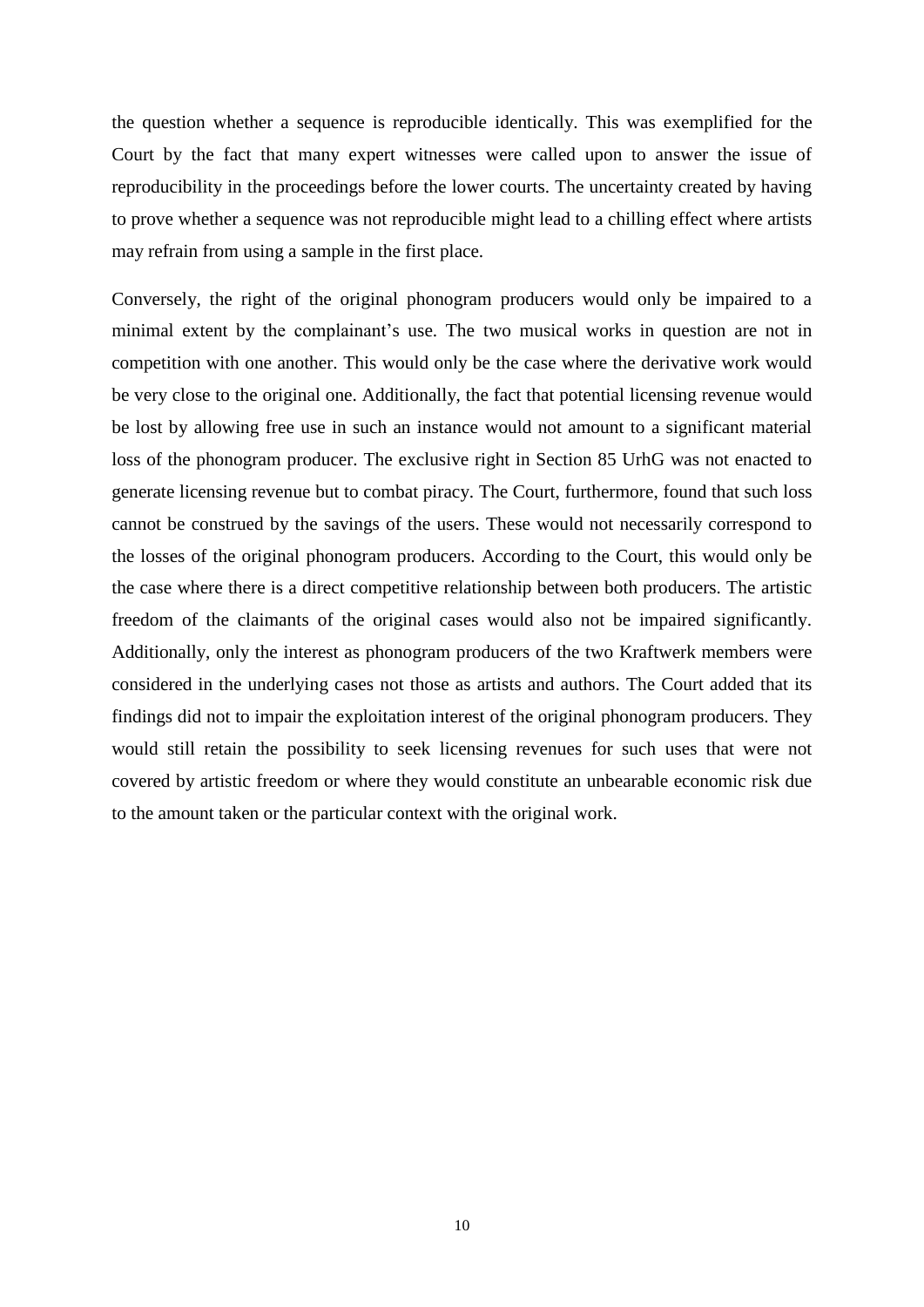the question whether a sequence is reproducible identically. This was exemplified for the Court by the fact that many expert witnesses were called upon to answer the issue of reproducibility in the proceedings before the lower courts. The uncertainty created by having to prove whether a sequence was not reproducible might lead to a chilling effect where artists may refrain from using a sample in the first place.

Conversely, the right of the original phonogram producers would only be impaired to a minimal extent by the complainant's use. The two musical works in question are not in competition with one another. This would only be the case where the derivative work would be very close to the original one. Additionally, the fact that potential licensing revenue would be lost by allowing free use in such an instance would not amount to a significant material loss of the phonogram producer. The exclusive right in Section 85 UrhG was not enacted to generate licensing revenue but to combat piracy. The Court, furthermore, found that such loss cannot be construed by the savings of the users. These would not necessarily correspond to the losses of the original phonogram producers. According to the Court, this would only be the case where there is a direct competitive relationship between both producers. The artistic freedom of the claimants of the original cases would also not be impaired significantly. Additionally, only the interest as phonogram producers of the two Kraftwerk members were considered in the underlying cases not those as artists and authors. The Court added that its findings did not to impair the exploitation interest of the original phonogram producers. They would still retain the possibility to seek licensing revenues for such uses that were not covered by artistic freedom or where they would constitute an unbearable economic risk due to the amount taken or the particular context with the original work.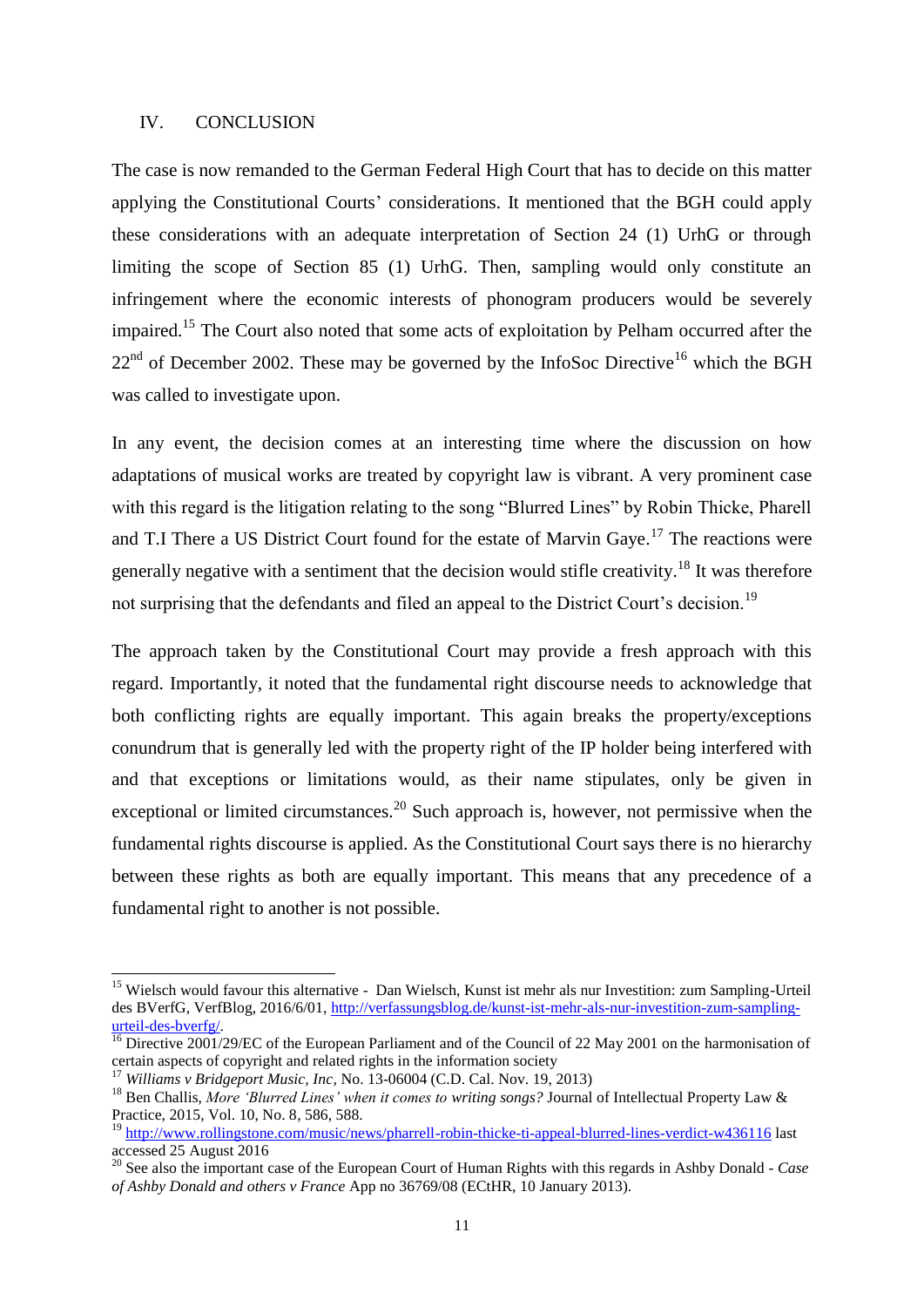## IV. CONCLUSION

The case is now remanded to the German Federal High Court that has to decide on this matter applying the Constitutional Courts' considerations. It mentioned that the BGH could apply these considerations with an adequate interpretation of Section 24 (1) UrhG or through limiting the scope of Section 85 (1) UrhG. Then, sampling would only constitute an infringement where the economic interests of phonogram producers would be severely impaired.[15] The Court also noted that some acts of exploitation by Pelham occurred after the 22nd of December 2002. These may be governed by the InfoSoc Directive[16] which the BGH was called to investigate upon.

In any event, the decision comes at an interesting time where the discussion on how adaptations of musical works are treated by copyright law is vibrant. A very prominent case with this regard is the litigation relating to the song "Blurred Lines" by Robin Thicke, Pharell and T.I There a US District Court found for the estate of Marvin Gaye.[17] The reactions were generally negative with a sentiment that the decision would stifle creativity.[18] It was therefore not surprising that the defendants and filed an appeal to the District Court's decision.[19]

The approach taken by the Constitutional Court may provide a fresh approach with this regard. Importantly, it noted that the fundamental right discourse needs to acknowledge that both conflicting rights are equally important. This again breaks the property/exceptions conundrum that is generally led with the property right of the IP holder being interfered with and that exceptions or limitations would, as their name stipulates, only be given in exceptional or limited circumstances.[20] Such approach is, however, not permissive when the fundamental rights discourse is applied. As the Constitutional Court says there is no hierarchy between these rights as both are equally important. This means that any precedence of a fundamental right to another is not possible.

---

[15] Wielsch would favour this alternative - Dan Wielsch, Kunst ist mehr als nur Investition: zum Sampling-Urteil des BVerfG, VerfBlog, 2016/6/01, http://verfassungsblog.de/kunst-ist-mehr-als-nur-investition-zum-sampling-urteil-des-bverfg/.

[16] Directive 2001/29/EC of the European Parliament and of the Council of 22 May 2001 on the harmonisation of certain aspects of copyright and related rights in the information society

[17] *Williams v Bridgeport Music, Inc*, No. 13-06004 (C.D. Cal. Nov. 19, 2013)

[18] Ben Challis, *More 'Blurred Lines' when it comes to writing songs?* Journal of Intellectual Property Law & Practice, 2015, Vol. 10, No. 8, 586, 588.

[19] http://www.rollingstone.com/music/news/pharrell-robin-thicke-ti-appeal-blurred-lines-verdict-w436116 last accessed 25 August 2016

[20] See also the important case of the European Court of Human Rights with this regards in Ashby Donald - *Case of Ashby Donald and others v France* App no 36769/08 (ECtHR, 10 January 2013).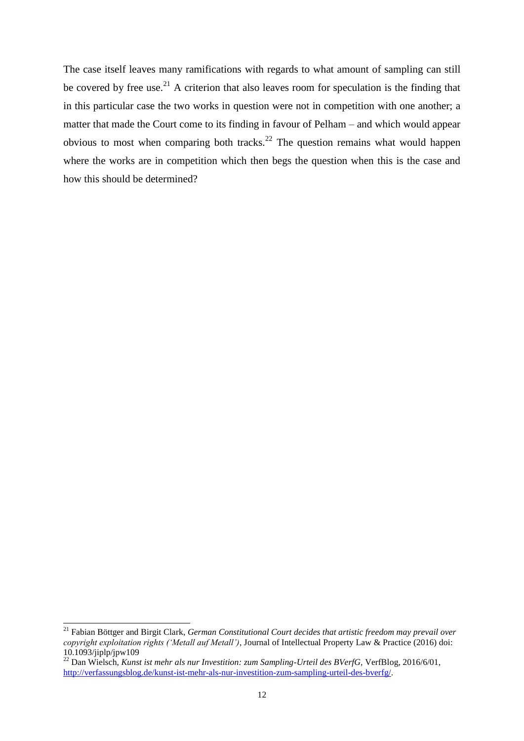The case itself leaves many ramifications with regards to what amount of sampling can still be covered by free use.[21] A criterion that also leaves room for speculation is the finding that in this particular case the two works in question were not in competition with one another; a matter that made the Court come to its finding in favour of Pelham – and which would appear obvious to most when comparing both tracks.[22] The question remains what would happen where the works are in competition which then begs the question when this is the case and how this should be determined?

---

[21] Fabian Böttger and Birgit Clark, *German Constitutional Court decides that artistic freedom may prevail over copyright exploitation rights ('Metall auf Metall')*, Journal of Intellectual Property Law & Practice (2016) doi: 10.1093/jiplp/jpw109

[22] Dan Wielsch, *Kunst ist mehr als nur Investition: zum Sampling-Urteil des BVerfG*, VerfBlog, 2016/6/01, http://verfassungsblog.de/kunst-ist-mehr-als-nur-investition-zum-sampling-urteil-des-bverfg/.